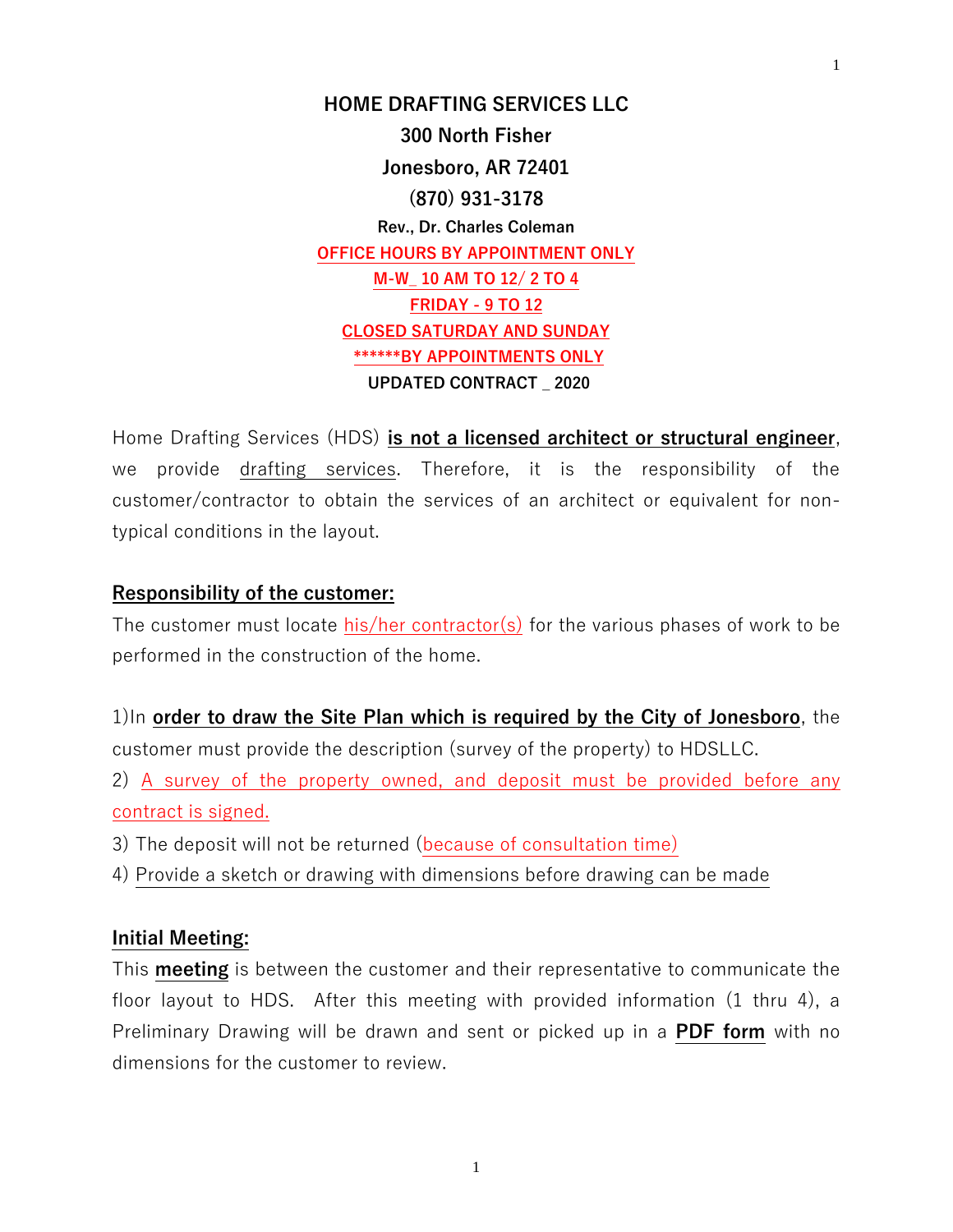**HOME DRAFTING SERVICES LLC**

**300 North Fisher**

**Jonesboro, AR 72401**

**(870) 931-3178**

**Rev., Dr. Charles Coleman**

**OFFICE HOURS BY APPOINTMENT ONLY**

**M-W_ 10 AM TO 12/ 2 TO 4**

**FRIDAY - 9 TO 12**

**CLOSED SATURDAY AND SUNDAY**

**\*\*\*\*\*\*BY APPOINTMENTS ONLY**

**UPDATED CONTRACT _ 2020**

Home Drafting Services (HDS) **is not a licensed architect or structural engineer**, we provide drafting services. Therefore, it is the responsibility of the customer/contractor to obtain the services of an architect or equivalent for non-typical conditions in the layout.

**Responsibility of the customer:**

The customer must locate his/her contractor(s) for the various phases of work to be performed in the construction of the home.

1)In **order to draw the Site Plan which is required by the City of Jonesboro**, the customer must provide the description (survey of the property) to HDSLLC.

2) A survey of the property owned, and deposit must be provided before any contract is signed.

3) The deposit will not be returned (because of consultation time)

4) Provide a sketch or drawing with dimensions before drawing can be made

**Initial Meeting:**

This **meeting** is between the customer and their representative to communicate the floor layout to HDS. After this meeting with provided information (1 thru 4), a Preliminary Drawing will be drawn and sent or picked up in a **PDF form** with no dimensions for the customer to review.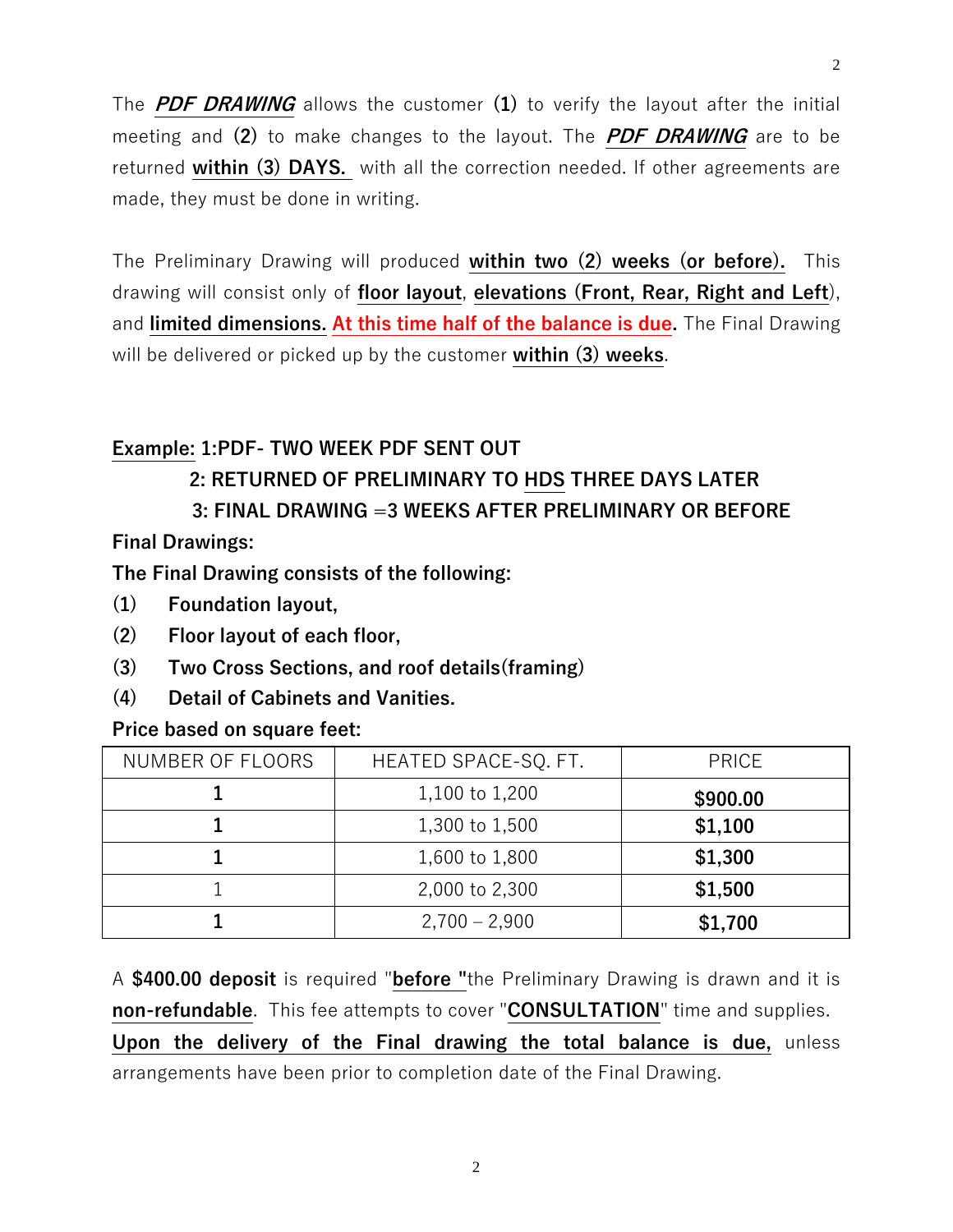The ***PDF DRAWING*** allows the customer **(1)** to verify the layout after the initial meeting and **(2)** to make changes to the layout. The ***PDF DRAWING*** are to be returned **within (3) DAYS.** with all the correction needed. If other agreements are made, they must be done in writing.

The Preliminary Drawing will produced **within two (2) weeks (or before).** This drawing will consist only of **floor layout**, **elevations (Front, Rear, Right and Left**), and **limited dimensions. At this time half of the balance is due.** The Final Drawing will be delivered or picked up by the customer **within (3) weeks**.

**Example: 1:PDF- TWO WEEK PDF SENT OUT**

**2: RETURNED OF PRELIMINARY TO HDS THREE DAYS LATER**

**3: FINAL DRAWING =3 WEEKS AFTER PRELIMINARY OR BEFORE**

**Final Drawings:**

**The Final Drawing consists of the following:**

1. **Foundation layout,**
2. **Floor layout of each floor,**
3. **Two Cross Sections, and roof details(framing)**
4. **Detail of Cabinets and Vanities.**

**Price based on square feet:**

| NUMBER OF FLOORS | HEATED SPACE-SQ. FT. | PRICE |
| --- | --- | --- |
| **1** | 1,100 to 1,200 | **$900.00** |
| **1** | 1,300 to 1,500 | **$1,100** |
| **1** | 1,600 to 1,800 | **$1,300** |
| 1 | 2,000 to 2,300 | **$1,500** |
| **1** | 2,700 – 2,900 | **$1,700** |

A **$400.00 deposit** is required "**before** "the Preliminary Drawing is drawn and it is **non-refundable**. This fee attempts to cover "**CONSULTATION**" time and supplies. **Upon the delivery of the Final drawing the total balance is due,** unless arrangements have been prior to completion date of the Final Drawing.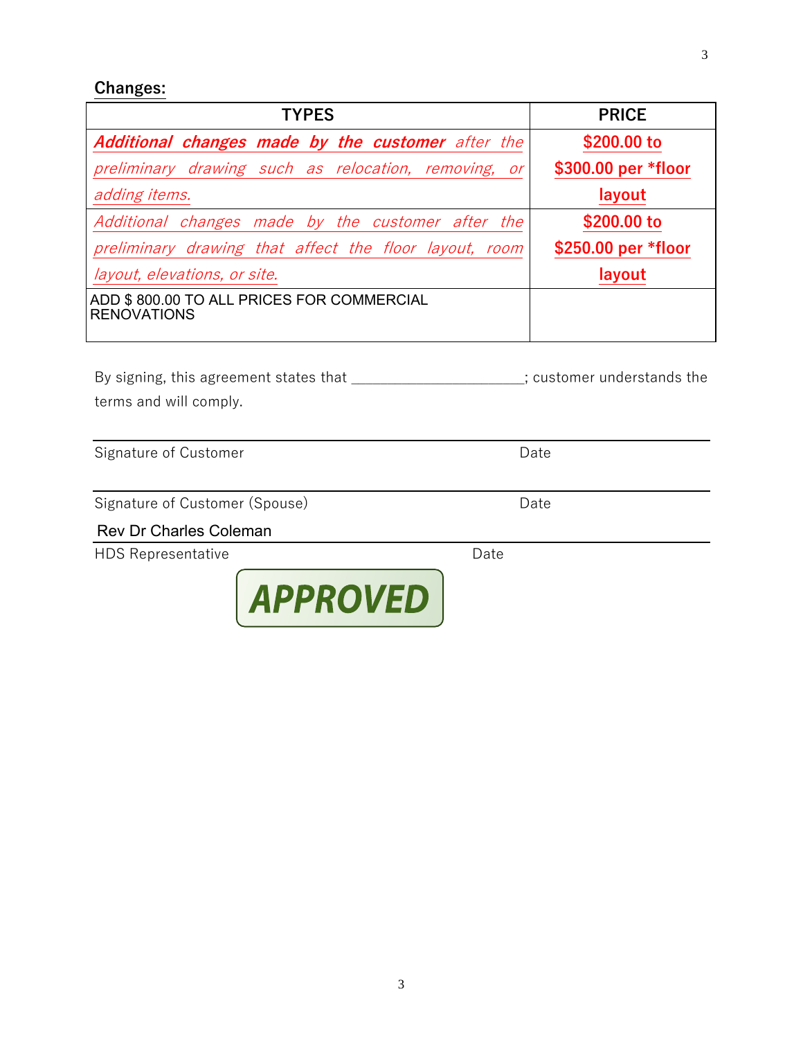**Changes:**

| TYPES | PRICE |
|---|---|
| ***Additional changes made by the customer*** *after the preliminary drawing such as relocation, removing, or adding items.* | **$200.00 to $300.00 per *floor layout** |
| *Additional changes made by the customer after the preliminary drawing that affect the floor layout, room layout, elevations, or site.* | **$200.00 to $250.00 per *floor layout** |
| ADD $ 800.00 TO ALL PRICES FOR COMMERCIAL RENOVATIONS | |

By signing, this agreement states that ______________________; customer understands the terms and will comply.

Signature of Customer                Date

Signature of Customer (Spouse)                Date

Rev Dr Charles Coleman

HDS Representative                Date

APPROVED